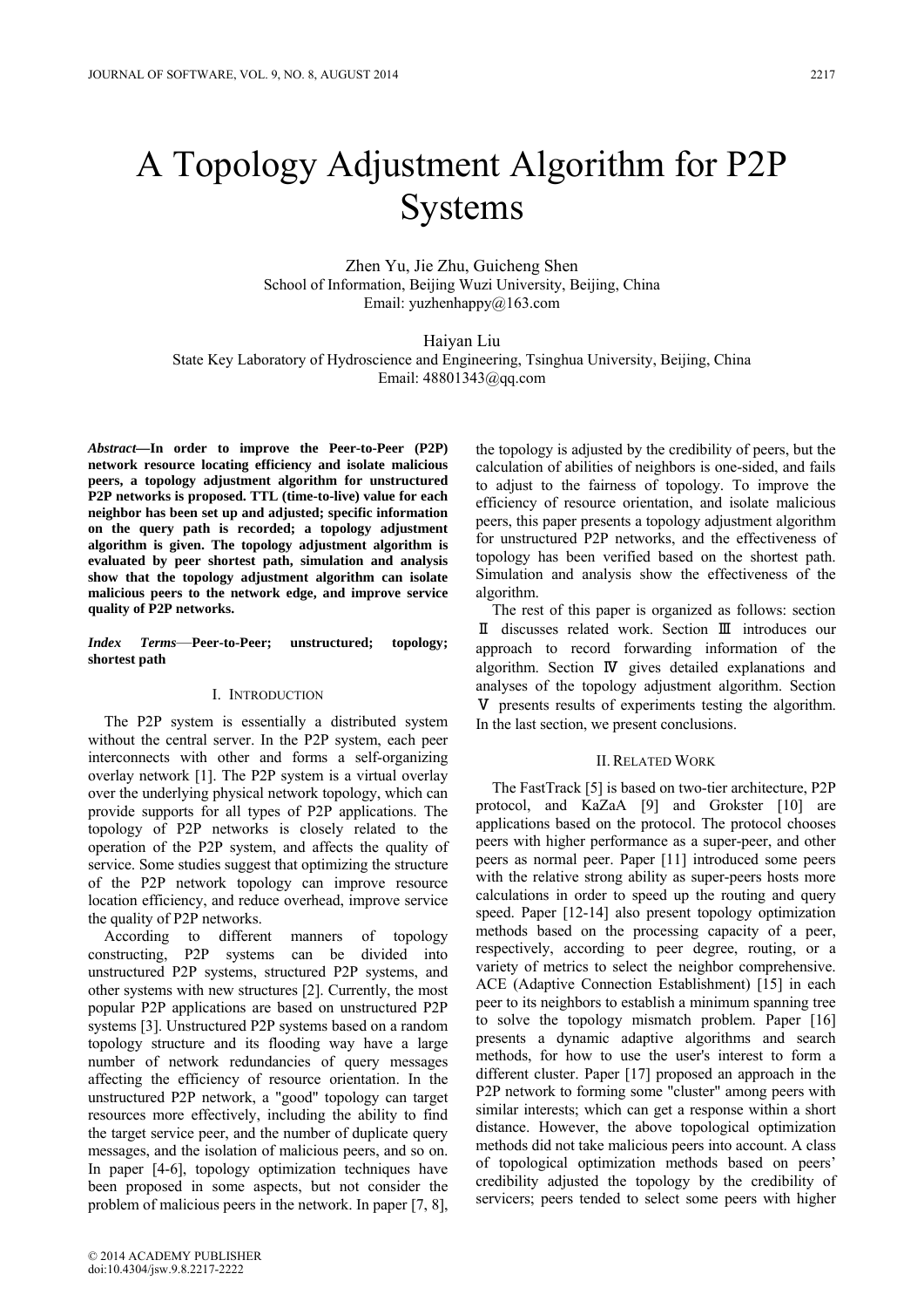# A Topology Adjustment Algorithm for P2P Systems

Zhen Yu, Jie Zhu, Guicheng Shen
School of Information, Beijing Wuzi University, Beijing, China
Email: yuzhenhappy@163.com

Haiyan Liu
State Key Laboratory of Hydroscience and Engineering, Tsinghua University, Beijing, China
Email: 48801343@qq.com

***Abstract*—In order to improve the Peer-to-Peer (P2P) network resource locating efficiency and isolate malicious peers, a topology adjustment algorithm for unstructured P2P networks is proposed. TTL (time-to-live) value for each neighbor has been set up and adjusted; specific information on the query path is recorded; a topology adjustment algorithm is given. The topology adjustment algorithm is evaluated by peer shortest path, simulation and analysis show that the topology adjustment algorithm can isolate malicious peers to the network edge, and improve service quality of P2P networks.**

***Index Terms*—Peer-to-Peer; unstructured; topology; shortest path**

## I. Introduction

The P2P system is essentially a distributed system without the central server. In the P2P system, each peer interconnects with other and forms a self-organizing overlay network [1]. The P2P system is a virtual overlay over the underlying physical network topology, which can provide supports for all types of P2P applications. The topology of P2P networks is closely related to the operation of the P2P system, and affects the quality of service. Some studies suggest that optimizing the structure of the P2P network topology can improve resource location efficiency, and reduce overhead, improve service the quality of P2P networks.

According to different manners of topology constructing, P2P systems can be divided into unstructured P2P systems, structured P2P systems, and other systems with new structures [2]. Currently, the most popular P2P applications are based on unstructured P2P systems [3]. Unstructured P2P systems based on a random topology structure and its flooding way have a large number of network redundancies of query messages affecting the efficiency of resource orientation. In the unstructured P2P network, a "good" topology can target resources more effectively, including the ability to find the target service peer, and the number of duplicate query messages, and the isolation of malicious peers, and so on. In paper [4-6], topology optimization techniques have been proposed in some aspects, but not consider the problem of malicious peers in the network. In paper [7, 8], the topology is adjusted by the credibility of peers, but the calculation of abilities of neighbors is one-sided, and fails to adjust to the fairness of topology. To improve the efficiency of resource orientation, and isolate malicious peers, this paper presents a topology adjustment algorithm for unstructured P2P networks, and the effectiveness of topology has been verified based on the shortest path. Simulation and analysis show the effectiveness of the algorithm.

The rest of this paper is organized as follows: section Ⅱ discusses related work. Section Ⅲ introduces our approach to record forwarding information of the algorithm. Section Ⅳ gives detailed explanations and analyses of the topology adjustment algorithm. Section Ⅴ presents results of experiments testing the algorithm. In the last section, we present conclusions.

## II. Related Work

The FastTrack [5] is based on two-tier architecture, P2P protocol, and KaZaA [9] and Grokster [10] are applications based on the protocol. The protocol chooses peers with higher performance as a super-peer, and other peers as normal peer. Paper [11] introduced some peers with the relative strong ability as super-peers hosts more calculations in order to speed up the routing and query speed. Paper [12-14] also present topology optimization methods based on the processing capacity of a peer, respectively, according to peer degree, routing, or a variety of metrics to select the neighbor comprehensive. ACE (Adaptive Connection Establishment) [15] in each peer to its neighbors to establish a minimum spanning tree to solve the topology mismatch problem. Paper [16] presents a dynamic adaptive algorithms and search methods, for how to use the user's interest to form a different cluster. Paper [17] proposed an approach in the P2P network to forming some "cluster" among peers with similar interests; which can get a response within a short distance. However, the above topological optimization methods did not take malicious peers into account. A class of topological optimization methods based on peers' credibility adjusted the topology by the credibility of servicers; peers tended to select some peers with higher

© 2014 ACADEMY PUBLISHER
doi:10.4304/jsw.9.8.2217-2222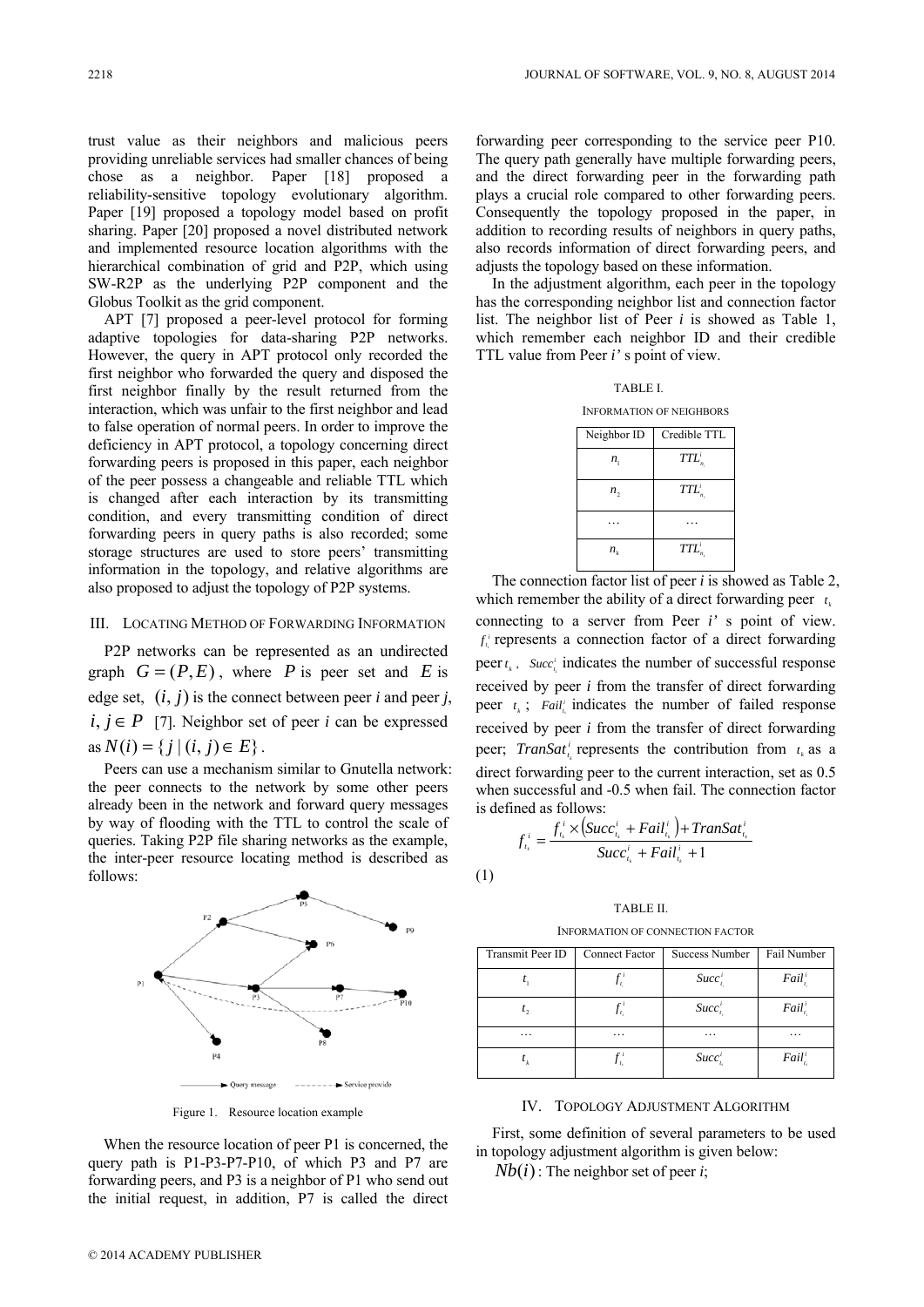trust value as their neighbors and malicious peers providing unreliable services had smaller chances of being chose as a neighbor. Paper [18] proposed a reliability-sensitive topology evolutionary algorithm. Paper [19] proposed a topology model based on profit sharing. Paper [20] proposed a novel distributed network and implemented resource location algorithms with the hierarchical combination of grid and P2P, which using SW-R2P as the underlying P2P component and the Globus Toolkit as the grid component.

APT [7] proposed a peer-level protocol for forming adaptive topologies for data-sharing P2P networks. However, the query in APT protocol only recorded the first neighbor who forwarded the query and disposed the first neighbor finally by the result returned from the interaction, which was unfair to the first neighbor and lead to false operation of normal peers. In order to improve the deficiency in APT protocol, a topology concerning direct forwarding peers is proposed in this paper, each neighbor of the peer possess a changeable and reliable TTL which is changed after each interaction by its transmitting condition, and every transmitting condition of direct forwarding peers in query paths is also recorded; some storage structures are used to store peers' transmitting information in the topology, and relative algorithms are also proposed to adjust the topology of P2P systems.

## III. Locating Method of Forwarding Information

P2P networks can be represented as an undirected graph $G=(P,E)$, where $P$ is peer set and $E$ is edge set, $(i,j)$ is the connect between peer *i* and peer *j*, $i,j \in P$ [7]. Neighbor set of peer *i* can be expressed as $N(i)=\{j \mid (i,j)\in E\}$.

Peers can use a mechanism similar to Gnutella network: the peer connects to the network by some other peers already been in the network and forward query messages by way of flooding with the TTL to control the scale of queries. Taking P2P file sharing networks as the example, the inter-peer resource locating method is described as follows:

P1
P2
P3
P4
P5
P6
P7
P8
P9
P10
Query message
Service provide

Figure 1. Resource location example

When the resource location of peer P1 is concerned, the query path is P1-P3-P7-P10, of which P3 and P7 are forwarding peers, and P3 is a neighbor of P1 who send out the initial request, in addition, P7 is called the direct forwarding peer corresponding to the service peer P10. The query path generally have multiple forwarding peers, and the direct forwarding peer in the forwarding path plays a crucial role compared to other forwarding peers. Consequently the topology proposed in the paper, in addition to recording results of neighbors in query paths, also records information of direct forwarding peers, and adjusts the topology based on these information.

In the adjustment algorithm, each peer in the topology has the corresponding neighbor list and connection factor list. The neighbor list of Peer *i* is showed as Table 1, which remember each neighbor ID and their credible TTL value from Peer *i*' s point of view.

TABLE I.
Information of Neighbors

| Neighbor ID | Credible TTL |
|---|---|
| $n_1$ | $TTL^i_{n_1}$ |
| $n_2$ | $TTL^i_{n_2}$ |
| … | … |
| $n_k$ | $TTL^i_{n_k}$ |

The connection factor list of peer *i* is showed as Table 2, which remember the ability of a direct forwarding peer $t_k$ connecting to a server from Peer *i*' s point of view. $f^i_{t_k}$ represents a connection factor of a direct forwarding peer $t_k$, $Succ^i_{t_k}$ indicates the number of successful response received by peer *i* from the transfer of direct forwarding peer $t_k$; $Fail^i_{t_k}$ indicates the number of failed response received by peer *i* from the transfer of direct forwarding peer; $TranSat^i_{t_k}$ represents the contribution from $t_k$ as a direct forwarding peer to the current interaction, set as 0.5 when successful and -0.5 when fail. The connection factor is defined as follows:

$$f^i_{t_k}=\frac{f^i_{t_k}\times\left(Succ^i_{t_k}+Fail^i_{t_k}\right)+TranSat^i_{t_k}}{Succ^i_{t_k}+Fail^i_{t_k}+1} \tag{1}$$

TABLE II.
Information of Connection Factor

| Transmit Peer ID | Connect Factor | Success Number | Fail Number |
|---|---|---|---|
| $t_1$ | $f^i_{t_1}$ | $Succ^i_{t_1}$ | $Fail^i_{t_1}$ |
| $t_2$ | $f^i_{t_2}$ | $Succ^i_{t_2}$ | $Fail^i_{t_2}$ |
| … | … | … | … |
| $t_k$ | $f^i_{t_k}$ | $Succ^i_{t_k}$ | $Fail^i_{t_k}$ |

## IV. Topology Adjustment Algorithm

First, some definition of several parameters to be used in topology adjustment algorithm is given below:

$Nb(i)$: The neighbor set of peer *i*;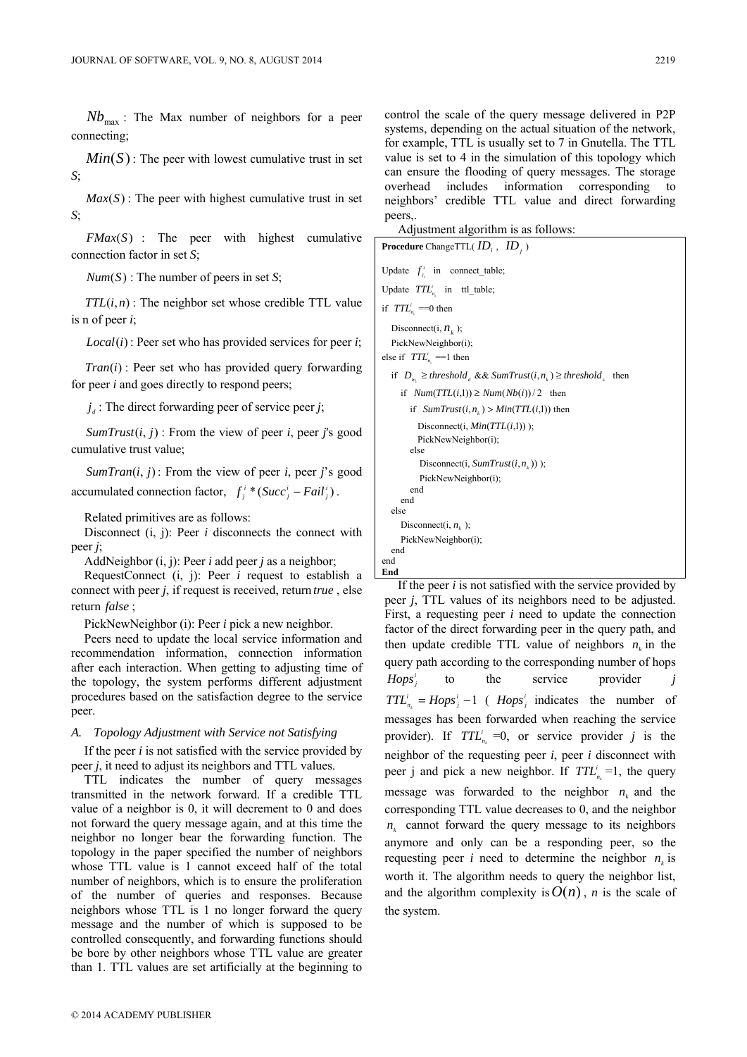$Nb_{\max}$ : The Max number of neighbors for a peer connecting;

$Min(S)$ : The peer with lowest cumulative trust in set *S*;

$Max(S)$ : The peer with highest cumulative trust in set *S*;

$FMax(S)$ : The peer with highest cumulative connection factor in set *S*;

$Num(S)$ : The number of peers in set *S*;

$TTL(i,n)$ : The neighbor set whose credible TTL value is n of peer *i*;

$Local(i)$ : Peer set who has provided services for peer *i*;

$Tran(i)$ : Peer set who has provided query forwarding for peer *i* and goes directly to respond peers;

$j_d$ : The direct forwarding peer of service peer *j*;

$SumTrust(i, j)$ : From the view of peer *i*, peer *j*'s good cumulative trust value;

$SumTran(i, j)$ : From the view of peer *i*, peer *j*'s good accumulated connection factor, $f_j^i * (Succ_j^i - Fail_j^i)$ .

Related primitives are as follows:

Disconnect (i, j): Peer *i* disconnects the connect with peer *j*;

AddNeighbor (i, j): Peer *i* add peer *j* as a neighbor;

RequestConnect (i, j): Peer *i* request to establish a connect with peer *j*, if request is received, return *true* , else return *false* ;

PickNewNeighbor (i): Peer *i* pick a new neighbor.

Peers need to update the local service information and recommendation information, connection information after each interaction. When getting to adjusting time of the topology, the system performs different adjustment procedures based on the satisfaction degree to the service peer.

### *A. Topology Adjustment with Service not Satisfying*

If the peer *i* is not satisfied with the service provided by peer *j*, it need to adjust its neighbors and TTL values.

TTL indicates the number of query messages transmitted in the network forward. If a credible TTL value of a neighbor is 0, it will decrement to 0 and does not forward the query message again, and at this time the neighbor no longer bear the forwarding function. The topology in the paper specified the number of neighbors whose TTL value is 1 cannot exceed half of the total number of neighbors, which is to ensure the proliferation of the number of queries and responses. Because neighbors whose TTL is 1 no longer forward the query message and the number of which is supposed to be controlled consequently, and forwarding functions should be bore by other neighbors whose TTL value are greater than 1. TTL values are set artificially at the beginning to control the scale of the query message delivered in P2P systems, depending on the actual situation of the network, for example, TTL is usually set to 7 in Gnutella. The TTL value is set to 4 in the simulation of this topology which can ensure the flooding of query messages. The storage overhead includes information corresponding to neighbors' credible TTL value and direct forwarding peers,.

Adjustment algorithm is as follows:

```
Procedure ChangeTTL( ID_i , ID_j )

Update f^i_{j_d} in connect_table;
Update TTL^i_{n_k} in ttl_table;
if TTL^i_{n_k} ==0 then
   Disconnect(i, n_k );
   PickNewNeighbor(i);
else if TTL^i_{n_k} ==1 then
   if D_{in_k} ≥ threshold_d && SumTrust(i, n_k) ≥ threshold_s then
      if Num(TTL(i,1)) ≥ Num(Nb(i))/2 then
         if SumTrust(i, n_k) > Min(TTL(i,1)) then
            Disconnect(i, Min(TTL(i,1)) );
            PickNewNeighbor(i);
         else
            Disconnect(i, SumTrust(i, n_k)) );
            PickNewNeighbor(i);
         end
      end
   else
      Disconnect(i, n_k );
      PickNewNeighbor(i);
   end
end
End
```

If the peer *i* is not satisfied with the service provided by peer *j*, TTL values of its neighbors need to be adjusted. First, a requesting peer *i* need to update the connection factor of the direct forwarding peer in the query path, and then update credible TTL value of neighbors $n_k$ in the query path according to the corresponding number of hops $Hops_j^i$ to the service provider *j* $TTL_{n_k}^i = Hops_j^i - 1$ ( $Hops_j^i$ indicates the number of messages has been forwarded when reaching the service provider). If $TTL_{n_k}^i$ =0, or service provider *j* is the neighbor of the requesting peer *i*, peer *i* disconnect with peer j and pick a new neighbor. If $TTL_{n_k}^i$ =1, the query message was forwarded to the neighbor $n_k$ and the corresponding TTL value decreases to 0, and the neighbor $n_k$ cannot forward the query message to its neighbors anymore and only can be a responding peer, so the requesting peer *i* need to determine the neighbor $n_k$ is worth it. The algorithm needs to query the neighbor list, and the algorithm complexity is $O(n)$ , *n* is the scale of the system.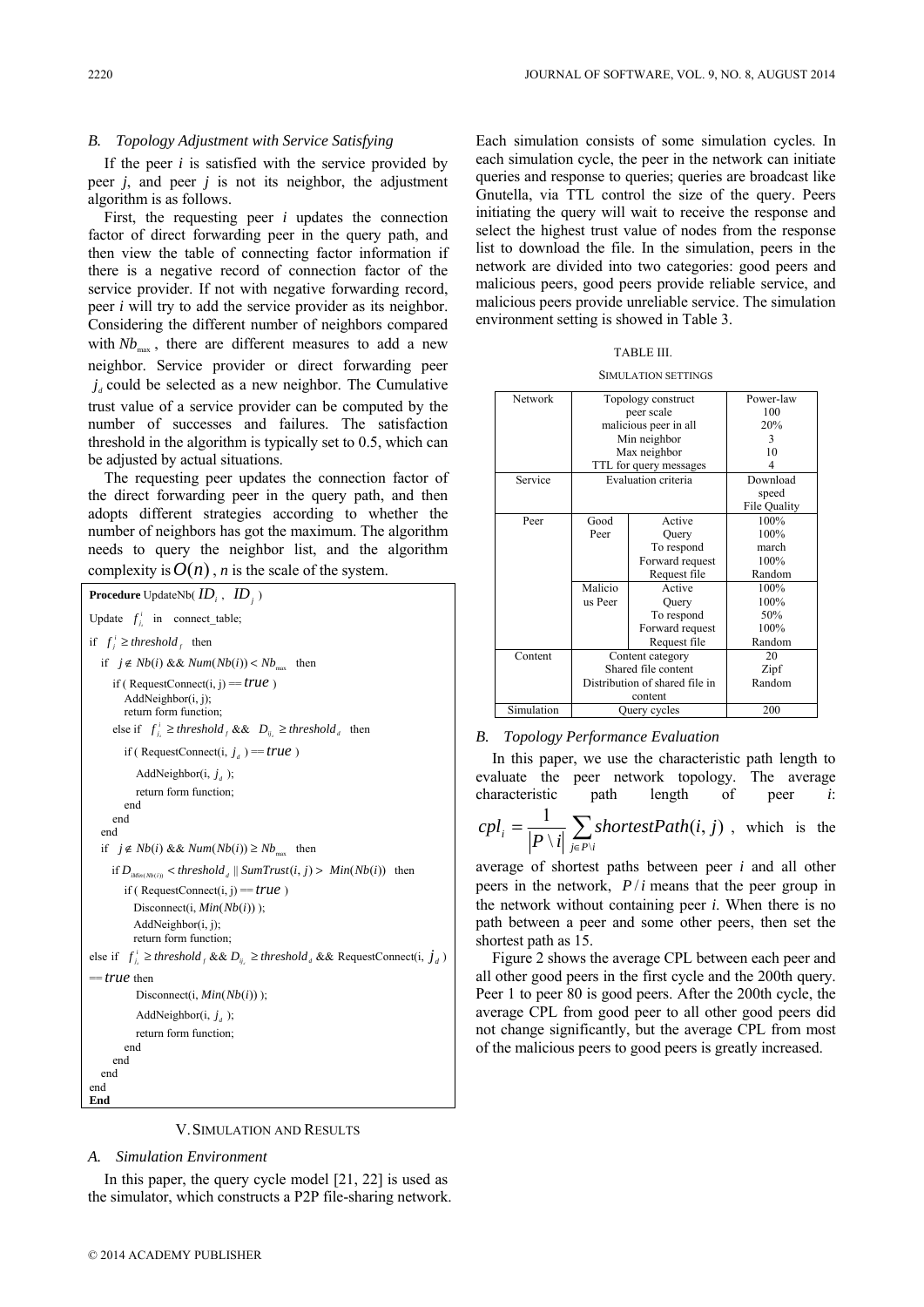### B. Topology Adjustment with Service Satisfying

If the peer $i$ is satisfied with the service provided by peer $j$, and peer $j$ is not its neighbor, the adjustment algorithm is as follows.

First, the requesting peer $i$ updates the connection factor of direct forwarding peer in the query path, and then view the table of connecting factor information if there is a negative record of connection factor of the service provider. If not with negative forwarding record, peer $i$ will try to add the service provider as its neighbor. Considering the different number of neighbors compared with $Nb_{\max}$, there are different measures to add a new neighbor. Service provider or direct forwarding peer $j_d$ could be selected as a new neighbor. The Cumulative trust value of a service provider can be computed by the number of successes and failures. The satisfaction threshold in the algorithm is typically set to 0.5, which can be adjusted by actual situations.

The requesting peer updates the connection factor of the direct forwarding peer in the query path, and then adopts different strategies according to whether the number of neighbors has got the maximum. The algorithm needs to query the neighbor list, and the algorithm complexity is $O(n)$, $n$ is the scale of the system.

```
Procedure UpdateNb( ID_i , ID_j )
Update f^i_{j_s} in connect_table;
if f^i_j ≥ threshold_f then
  if j ∉ Nb(i) && Num(Nb(i)) < Nb_max then
    if ( RequestConnect(i, j) == true )
      AddNeighbor(i, j);
      return form function;
    else if f^i_{j_s} ≥ threshold_f && D_{ij_s} ≥ threshold_d then
      if ( RequestConnect(i, j_d ) == true )
        AddNeighbor(i, j_d );
        return form function;
      end
    end
  end
  if j ∉ Nb(i) && Num(Nb(i)) ≥ Nb_max then
    if D_{iMin(Nb(i))} < threshold_d || SumTrust(i, j) > Min(Nb(i)) then
      if ( RequestConnect(i, j) == true )
        Disconnect(i, Min(Nb(i)) );
        AddNeighbor(i, j);
        return form function;
else if f^i_{j_s} ≥ threshold_f && D_{ij_s} ≥ threshold_d && RequestConnect(i, j_d )
== true then
        Disconnect(i, Min(Nb(i)) );
        AddNeighbor(i, j_d );
        return form function;
      end
    end
  end
end
End
```

## V. Simulation and Results

### A. Simulation Environment

In this paper, the query cycle model [21, 22] is used as the simulator, which constructs a P2P file-sharing network. Each simulation consists of some simulation cycles. In each simulation cycle, the peer in the network can initiate queries and response to queries; queries are broadcast like Gnutella, via TTL control the size of the query. Peers initiating the query will wait to receive the response and select the highest trust value of nodes from the response list to download the file. In the simulation, peers in the network are divided into two categories: good peers and malicious peers, good peers provide reliable service, and malicious peers provide unreliable service. The simulation environment setting is showed in Table 3.

TABLE III.
Simulation Settings

| | | | |
|---|---|---|---|
| Network | Topology construct | | Power-law |
| | peer scale | | 100 |
| | malicious peer in all | | 20% |
| | Min neighbor | | 3 |
| | Max neighbor | | 10 |
| | TTL for query messages | | 4 |
| Service | Evaluation criteria | | Download speed File Quality |
| Peer | Good Peer | Active | 100% |
| | | Query | 100% |
| | | To respond | march |
| | | Forward request | 100% |
| | | Request file | Random |
| | Malicious Peer | Active | 100% |
| | | Query | 100% |
| | | To respond | 50% |
| | | Forward request | 100% |
| | | Request file | Random |
| Content | Content category | | 20 |
| | Shared file content | | Zipf |
| | Distribution of shared file in content | | Random |
| Simulation | Query cycles | | 200 |

### B. Topology Performance Evaluation

In this paper, we use the characteristic path length to evaluate the peer network topology. The average characteristic path length of peer $i$: $cpl_i = \frac{1}{|P \setminus i|} \sum_{j \in P \setminus i} shortestPath(i, j)$, which is the average of shortest paths between peer $i$ and all other peers in the network, $P/i$ means that the peer group in the network without containing peer $i$. When there is no path between a peer and some other peers, then set the shortest path as 15.

Figure 2 shows the average CPL between each peer and all other good peers in the first cycle and the 200th query. Peer 1 to peer 80 is good peers. After the 200th cycle, the average CPL from good peer to all other good peers did not change significantly, but the average CPL from most of the malicious peers to good peers is greatly increased.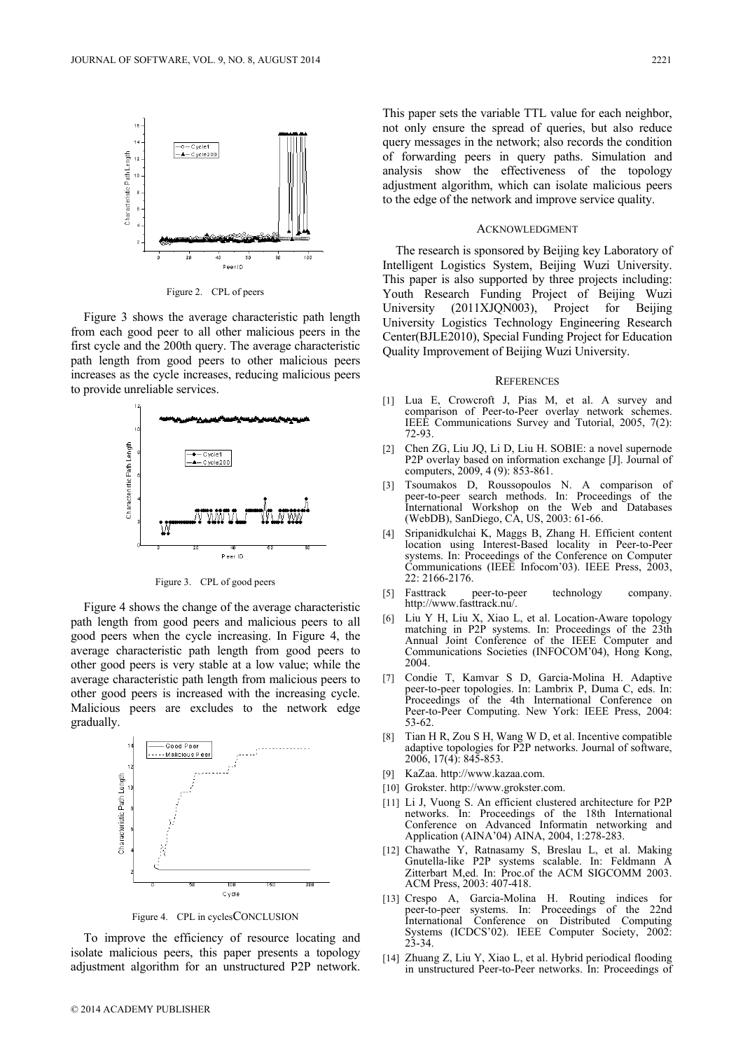16
14
12
10
8
6
4
2
Characteristic Path Length
Cycle1
Cycle200
0 20 40 60 80 100
Peer ID

Figure 2. CPL of peers

Figure 3 shows the average characteristic path length from each good peer to all other malicious peers in the first cycle and the 200th query. The average characteristic path length from good peers to other malicious peers increases as the cycle increases, reducing malicious peers to provide unreliable services.

12
10
8
6
4
2
0
Characteristic Path Length
Cycle1
Cycle200
0 20 40 60 80
Peer ID

Figure 3. CPL of good peers

Figure 4 shows the change of the average characteristic path length from good peers and malicious peers to all good peers when the cycle increasing. In Figure 4, the average characteristic path length from good peers to other good peers is very stable at a low value; while the average characteristic path length from malicious peers to other good peers is increased with the increasing cycle. Malicious peers are excludes to the network edge gradually.

14
12
10
8
6
4
2
Characteristic Path Length
Good Peer
Malicious Peer
0 50 100 150 200
Cycle

Figure 4. CPL in cycles

## CONCLUSION

To improve the efficiency of resource locating and isolate malicious peers, this paper presents a topology adjustment algorithm for an unstructured P2P network. This paper sets the variable TTL value for each neighbor, not only ensure the spread of queries, but also reduce query messages in the network; also records the condition of forwarding peers in query paths. Simulation and analysis show the effectiveness of the topology adjustment algorithm, which can isolate malicious peers to the edge of the network and improve service quality.

## ACKNOWLEDGMENT

The research is sponsored by Beijing key Laboratory of Intelligent Logistics System, Beijing Wuzi University. This paper is also supported by three projects including: Youth Research Funding Project of Beijing Wuzi University (2011XJQN003), Project for Beijing University Logistics Technology Engineering Research Center(BJLE2010), Special Funding Project for Education Quality Improvement of Beijing Wuzi University.

## REFERENCES

[1] Lua E, Crowcroft J, Pias M, et al. A survey and comparison of Peer-to-Peer overlay network schemes. IEEE Communications Survey and Tutorial, 2005, 7(2): 72-93.

[2] Chen ZG, Liu JQ, Li D, Liu H. SOBIE: a novel supernode P2P overlay based on information exchange [J]. Journal of computers, 2009, 4 (9): 853-861.

[3] Tsoumakos D, Roussopoulos N. A comparison of peer-to-peer search methods. In: Proceedings of the International Workshop on the Web and Databases (WebDB), SanDiego, CA, US, 2003: 61-66.

[4] Sripanidkulchai K, Maggs B, Zhang H. Efficient content location using Interest-Based locality in Peer-to-Peer systems. In: Proceedings of the Conference on Computer Communications (IEEE Infocom'03). IEEE Press, 2003, 22: 2166-2176.

[5] Fasttrack peer-to-peer technology company. http://www.fasttrack.nu/.

[6] Liu Y H, Liu X, Xiao L, et al. Location-Aware topology matching in P2P systems. In: Proceedings of the 23th Annual Joint Conference of the IEEE Computer and Communications Societies (INFOCOM'04), Hong Kong, 2004.

[7] Condie T, Kamvar S D, Garcia-Molina H. Adaptive peer-to-peer topologies. In: Lambrix P, Duma C, eds. In: Proceedings of the 4th International Conference on Peer-to-Peer Computing. New York: IEEE Press, 2004: 53-62.

[8] Tian H R, Zou S H, Wang W D, et al. Incentive compatible adaptive topologies for P2P networks. Journal of software, 2006, 17(4): 845-853.

[9] KaZaa. http://www.kazaa.com.

[10] Grokster. http://www.grokster.com.

[11] Li J, Vuong S. An efficient clustered architecture for P2P networks. In: Proceedings of the 18th International Conference on Advanced Informatin networking and Application (AINA'04) AINA, 2004, 1:278-283.

[12] Chawathe Y, Ratnasamy S, Breslau L, et al. Making Gnutella-like P2P systems scalable. In: Feldmann A Zitterbart M,ed. In: Proc.of the ACM SIGCOMM 2003. ACM Press, 2003: 407-418.

[13] Crespo A, Garcia-Molina H. Routing indices for peer-to-peer systems. In: Proceedings of the 22nd International Conference on Distributed Computing Systems (ICDCS'02). IEEE Computer Society, 2002: 23-34.

[14] Zhuang Z, Liu Y, Xiao L, et al. Hybrid periodical flooding in unstructured Peer-to-Peer networks. In: Proceedings of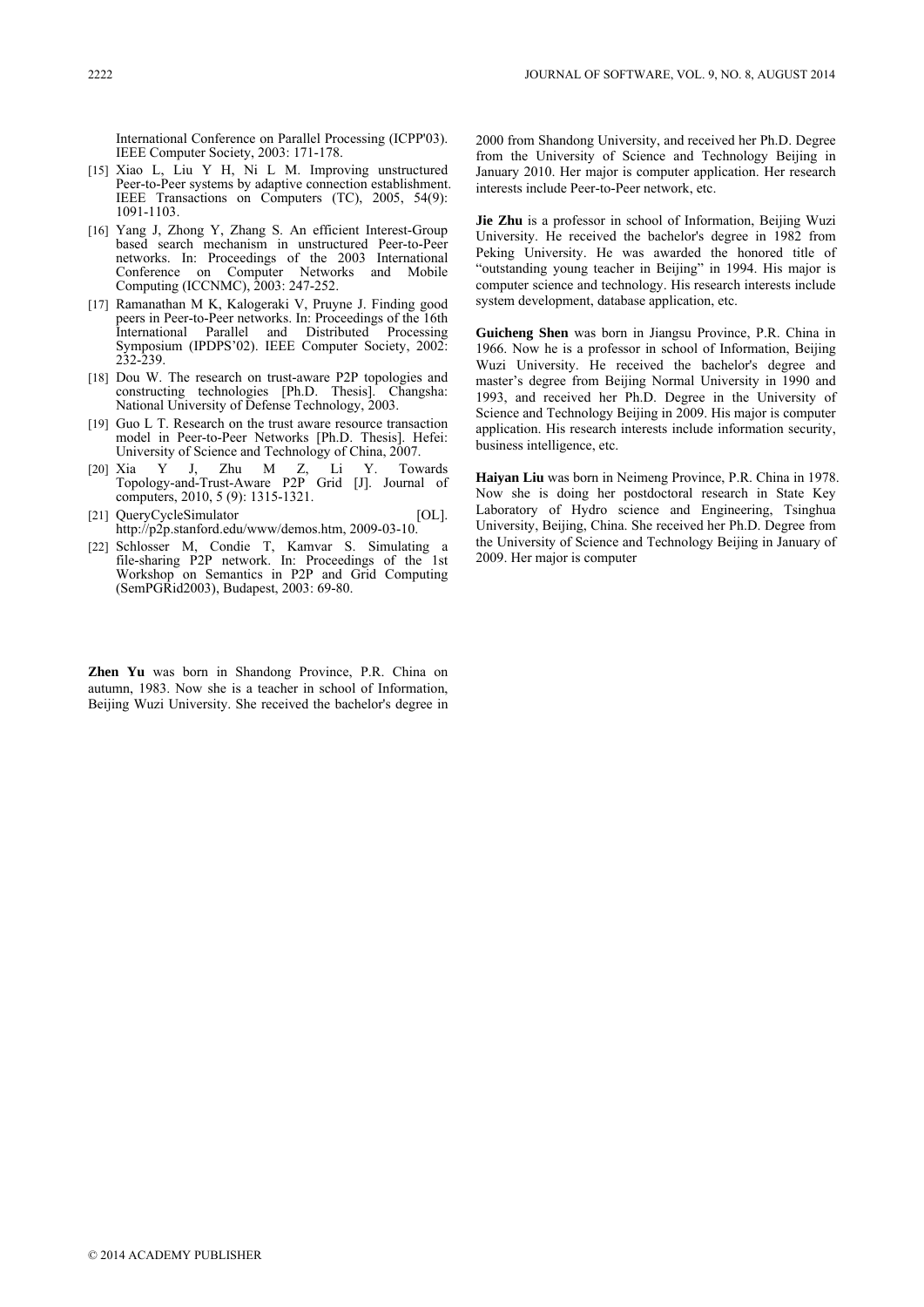International Conference on Parallel Processing (ICPP'03). IEEE Computer Society, 2003: 171-178.

[15] Xiao L, Liu Y H, Ni L M. Improving unstructured Peer-to-Peer systems by adaptive connection establishment. IEEE Transactions on Computers (TC), 2005, 54(9): 1091-1103.

[16] Yang J, Zhong Y, Zhang S. An efficient Interest-Group based search mechanism in unstructured Peer-to-Peer networks. In: Proceedings of the 2003 International Conference on Computer Networks and Mobile Computing (ICCNMC), 2003: 247-252.

[17] Ramanathan M K, Kalogeraki V, Pruyne J. Finding good peers in Peer-to-Peer networks. In: Proceedings of the 16th International Parallel and Distributed Processing Symposium (IPDPS'02). IEEE Computer Society, 2002: 232-239.

[18] Dou W. The research on trust-aware P2P topologies and constructing technologies [Ph.D. Thesis]. Changsha: National University of Defense Technology, 2003.

[19] Guo L T. Research on the trust aware resource transaction model in Peer-to-Peer Networks [Ph.D. Thesis]. Hefei: University of Science and Technology of China, 2007.

[20] Xia Y J, Zhu M Z, Li Y. Towards Topology-and-Trust-Aware P2P Grid [J]. Journal of computers, 2010, 5 (9): 1315-1321.

[21] QueryCycleSimulator [OL]. http://p2p.stanford.edu/www/demos.htm, 2009-03-10.

[22] Schlosser M, Condie T, Kamvar S. Simulating a file-sharing P2P network. In: Proceedings of the 1st Workshop on Semantics in P2P and Grid Computing (SemPGRid2003), Budapest, 2003: 69-80.

**Zhen Yu** was born in Shandong Province, P.R. China on autumn, 1983. Now she is a teacher in school of Information, Beijing Wuzi University. She received the bachelor's degree in 2000 from Shandong University, and received her Ph.D. Degree from the University of Science and Technology Beijing in January 2010. Her major is computer application. Her research interests include Peer-to-Peer network, etc.

**Jie Zhu** is a professor in school of Information, Beijing Wuzi University. He received the bachelor's degree in 1982 from Peking University. He was awarded the honored title of "outstanding young teacher in Beijing" in 1994. His major is computer science and technology. His research interests include system development, database application, etc.

**Guicheng Shen** was born in Jiangsu Province, P.R. China in 1966. Now he is a professor in school of Information, Beijing Wuzi University. He received the bachelor's degree and master's degree from Beijing Normal University in 1990 and 1993, and received her Ph.D. Degree in the University of Science and Technology Beijing in 2009. His major is computer application. His research interests include information security, business intelligence, etc.

**Haiyan Liu** was born in Neimeng Province, P.R. China in 1978. Now she is doing her postdoctoral research in State Key Laboratory of Hydro science and Engineering, Tsinghua University, Beijing, China. She received her Ph.D. Degree from the University of Science and Technology Beijing in January of 2009. Her major is computer